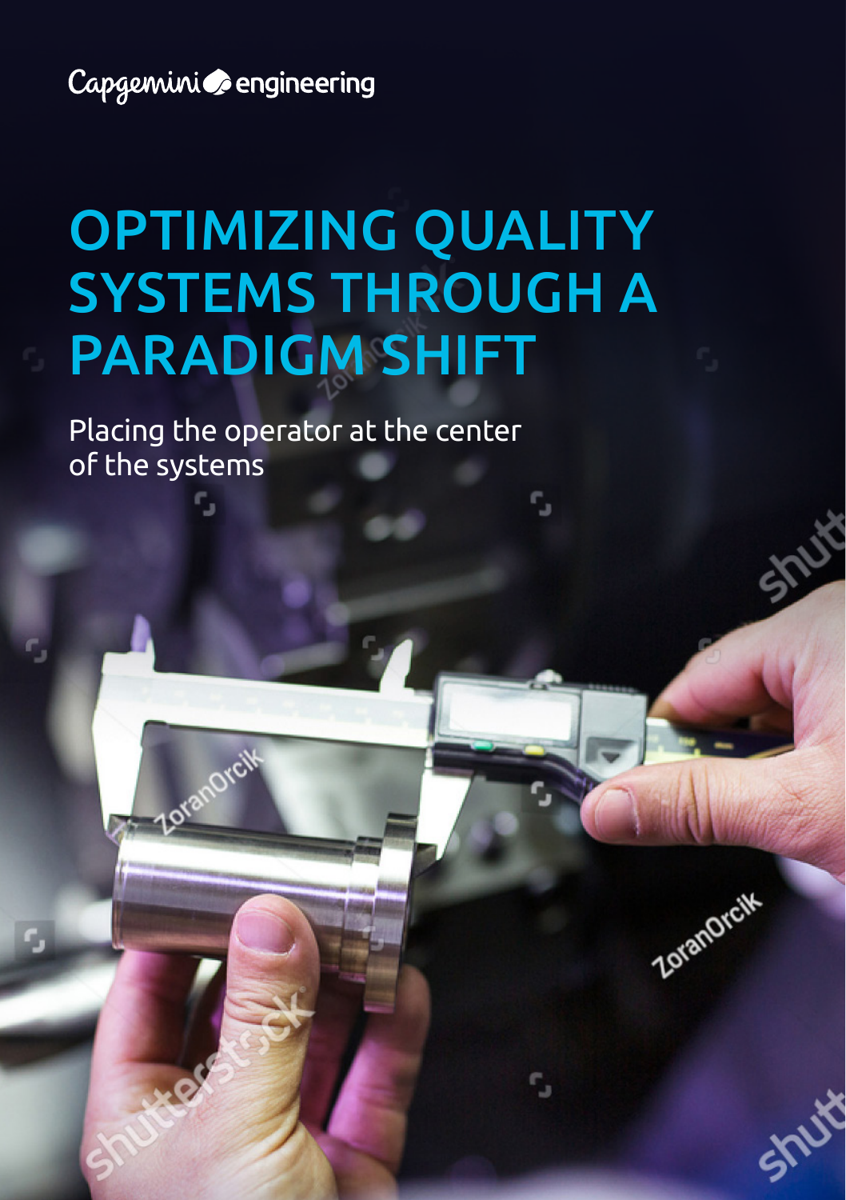Capgemini engineering

# OPTIMIZING QUALITY SYSTEMS THROUGH A PARADIGM SHIFT

Placing the operator at the center of the systems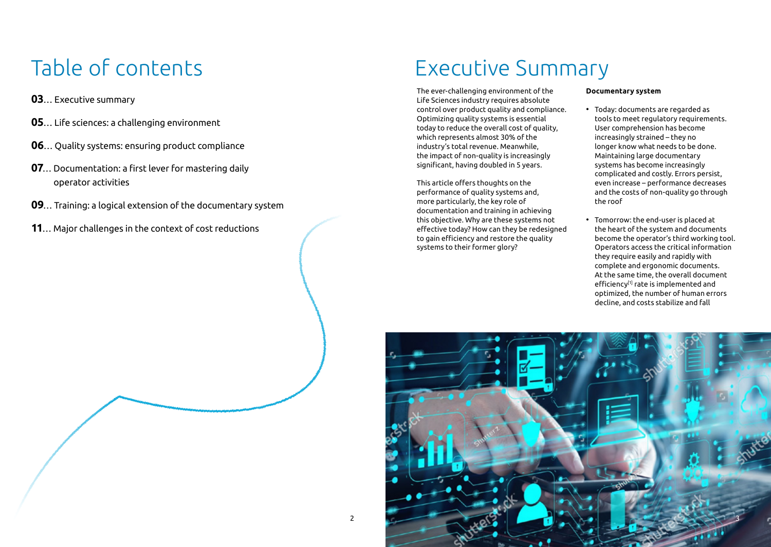# Table of contents

**03**… Executive summary

**05**… Life sciences: a challenging environment

**06**… Quality systems: ensuring product compliance

**07**… Documentation: a first lever for mastering daily operator activities

**09**… Training: a logical extension of the documentary system

**11**… Major challenges in the context of cost reductions

# Executive Summary

The ever-challenging environment of the Life Sciences industry requires absolute control over product quality and compliance. Optimizing quality systems is essential today to reduce the overall cost of quality, which represents almost 30% of the industry's total revenue. Meanwhile, the impact of non-quality is increasingly significant, having doubled in 5 years.

This article offers thoughts on the performance of quality systems and, more particularly, the key role of documentation and training in achieving this objective. Why are these systems not effective today? How can they be redesigned to gain efficiency and restore the quality systems to their former glory?

**Documentary system**

- Today: documents are regarded as tools to meet regulatory requirements. User comprehension has become increasingly strained – they no longer know what needs to be done. Maintaining large documentary systems has become increasingly complicated and costly. Errors persist, even increase – performance decreases and the costs of non-quality go through the roof
- Tomorrow: the end-user is placed at the heart of the system and documents become the operator's third working tool. Operators access the critical information they require easily and rapidly with complete and ergonomic documents. At the same time, the overall document efficiency[1] rate is implemented and optimized, the number of human errors decline, and costs stabilize and fall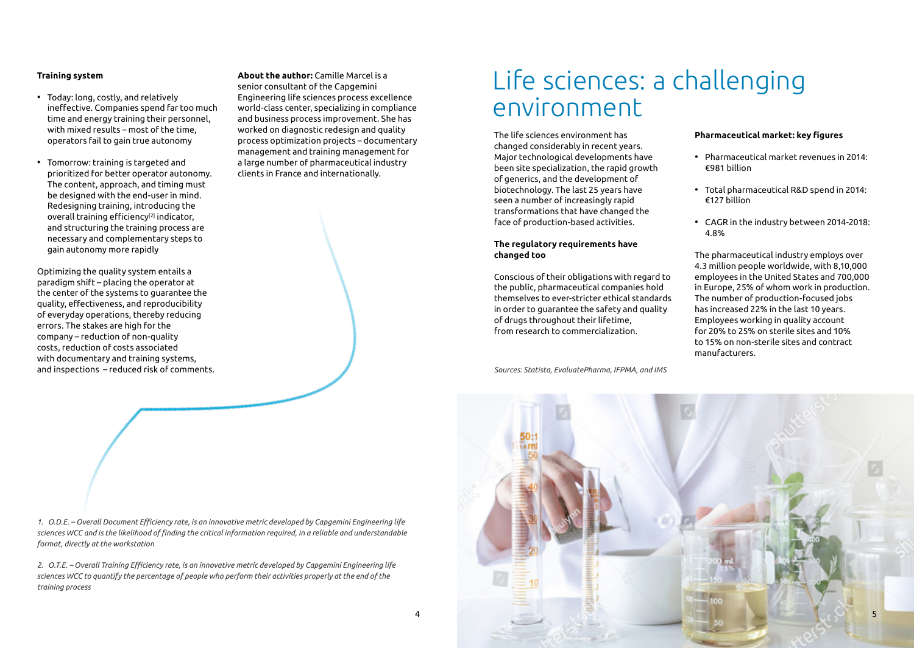**Training system**

- Today: long, costly, and relatively ineffective. Companies spend far too much time and energy training their personnel, with mixed results – most of the time, operators fail to gain true autonomy
- Tomorrow: training is targeted and prioritized for better operator autonomy. The content, approach, and timing must be designed with the end-user in mind. Redesigning training, introducing the overall training efficiency[2] indicator, and structuring the training process are necessary and complementary steps to gain autonomy more rapidly

Optimizing the quality system entails a paradigm shift – placing the operator at the center of the systems to guarantee the quality, effectiveness, and reproducibility of everyday operations, thereby reducing errors. The stakes are high for the company – reduction of non-quality costs, reduction of costs associated with documentary and training systems, and inspections – reduced risk of comments.

**About the author:** Camille Marcel is a senior consultant of the Capgemini Engineering life sciences process excellence world-class center, specializing in compliance and business process improvement. She has worked on diagnostic redesign and quality process optimization projects – documentary management and training management for a large number of pharmaceutical industry clients in France and internationally.

*1. O.D.E. – Overall Document Efficiency rate, is an innovative metric developed by Capgemini Engineering life sciences WCC and is the likelihood of finding the critical information required, in a reliable and understandable format, directly at the workstation*

*2. O.T.E. – Overall Training Efficiency rate, is an innovative metric developed by Capgemini Engineering life sciences WCC to quantify the percentage of people who perform their activities properly at the end of the training process*

# Life sciences: a challenging environment

The life sciences environment has changed considerably in recent years. Major technological developments have been site specialization, the rapid growth of generics, and the development of biotechnology. The last 25 years have seen a number of increasingly rapid transformations that have changed the face of production-based activities.

**The regulatory requirements have changed too**

Conscious of their obligations with regard to the public, pharmaceutical companies hold themselves to ever-stricter ethical standards in order to guarantee the safety and quality of drugs throughout their lifetime, from research to commercialization.

**Pharmaceutical market: key figures**

- Pharmaceutical market revenues in 2014: €981 billion
- Total pharmaceutical R&D spend in 2014: €127 billion
- CAGR in the industry between 2014-2018: 4.8%

The pharmaceutical industry employs over 4.3 million people worldwide, with 8,10,000 employees in the United States and 700,000 in Europe, 25% of whom work in production. The number of production-focused jobs has increased 22% in the last 10 years. Employees working in quality account for 20% to 25% on sterile sites and 10% to 15% on non-sterile sites and contract manufacturers.

*Sources: Statista, EvaluatePharma, IFPMA, and IMS*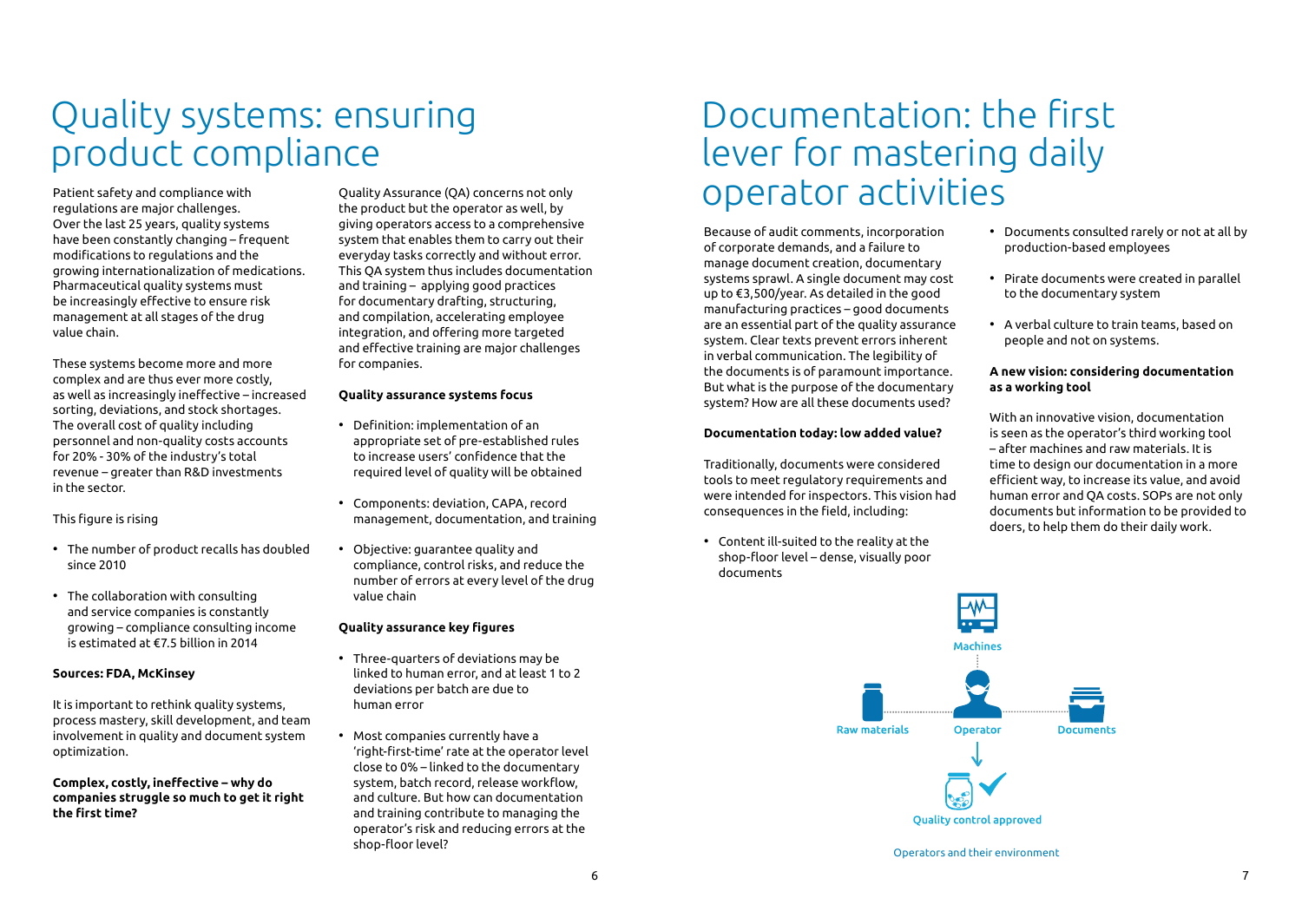# Quality systems: ensuring product compliance

Patient safety and compliance with regulations are major challenges. Over the last 25 years, quality systems have been constantly changing – frequent modifications to regulations and the growing internationalization of medications. Pharmaceutical quality systems must be increasingly effective to ensure risk management at all stages of the drug value chain.

These systems become more and more complex and are thus ever more costly, as well as increasingly ineffective – increased sorting, deviations, and stock shortages. The overall cost of quality including personnel and non-quality costs accounts for 20% - 30% of the industry's total revenue – greater than R&D investments in the sector.

This figure is rising

- The number of product recalls has doubled since 2010
- The collaboration with consulting and service companies is constantly growing – compliance consulting income is estimated at €7.5 billion in 2014

**Sources: FDA, McKinsey**

It is important to rethink quality systems, process mastery, skill development, and team involvement in quality and document system optimization.

**Complex, costly, ineffective – why do companies struggle so much to get it right the first time?**

Quality Assurance (QA) concerns not only the product but the operator as well, by giving operators access to a comprehensive system that enables them to carry out their everyday tasks correctly and without error. This QA system thus includes documentation and training – applying good practices for documentary drafting, structuring, and compilation, accelerating employee integration, and offering more targeted and effective training are major challenges for companies.

**Quality assurance systems focus**

- Definition: implementation of an appropriate set of pre-established rules to increase users' confidence that the required level of quality will be obtained
- Components: deviation, CAPA, record management, documentation, and training
- Objective: guarantee quality and compliance, control risks, and reduce the number of errors at every level of the drug value chain

**Quality assurance key figures**

- Three-quarters of deviations may be linked to human error, and at least 1 to 2 deviations per batch are due to human error
- Most companies currently have a 'right-first-time' rate at the operator level close to 0% – linked to the documentary system, batch record, release workflow, and culture. But how can documentation and training contribute to managing the operator's risk and reducing errors at the shop-floor level?

# Documentation: the first lever for mastering daily operator activities

Because of audit comments, incorporation of corporate demands, and a failure to manage document creation, documentary systems sprawl. A single document may cost up to €3,500/year. As detailed in the good manufacturing practices – good documents are an essential part of the quality assurance system. Clear texts prevent errors inherent in verbal communication. The legibility of the documents is of paramount importance. But what is the purpose of the documentary system? How are all these documents used?

**Documentation today: low added value?**

Traditionally, documents were considered tools to meet regulatory requirements and were intended for inspectors. This vision had consequences in the field, including:

- Content ill-suited to the reality at the shop-floor level – dense, visually poor documents
- Documents consulted rarely or not at all by production-based employees
- Pirate documents were created in parallel to the documentary system
- A verbal culture to train teams, based on people and not on systems.

**A new vision: considering documentation as a working tool**

With an innovative vision, documentation is seen as the operator's third working tool – after machines and raw materials. It is time to design our documentation in a more efficient way, to increase its value, and avoid human error and QA costs. SOPs are not only documents but information to be provided to doers, to help them do their daily work.

Machines

Raw materials | Operator | Documents

Quality control approved

Operators and their environment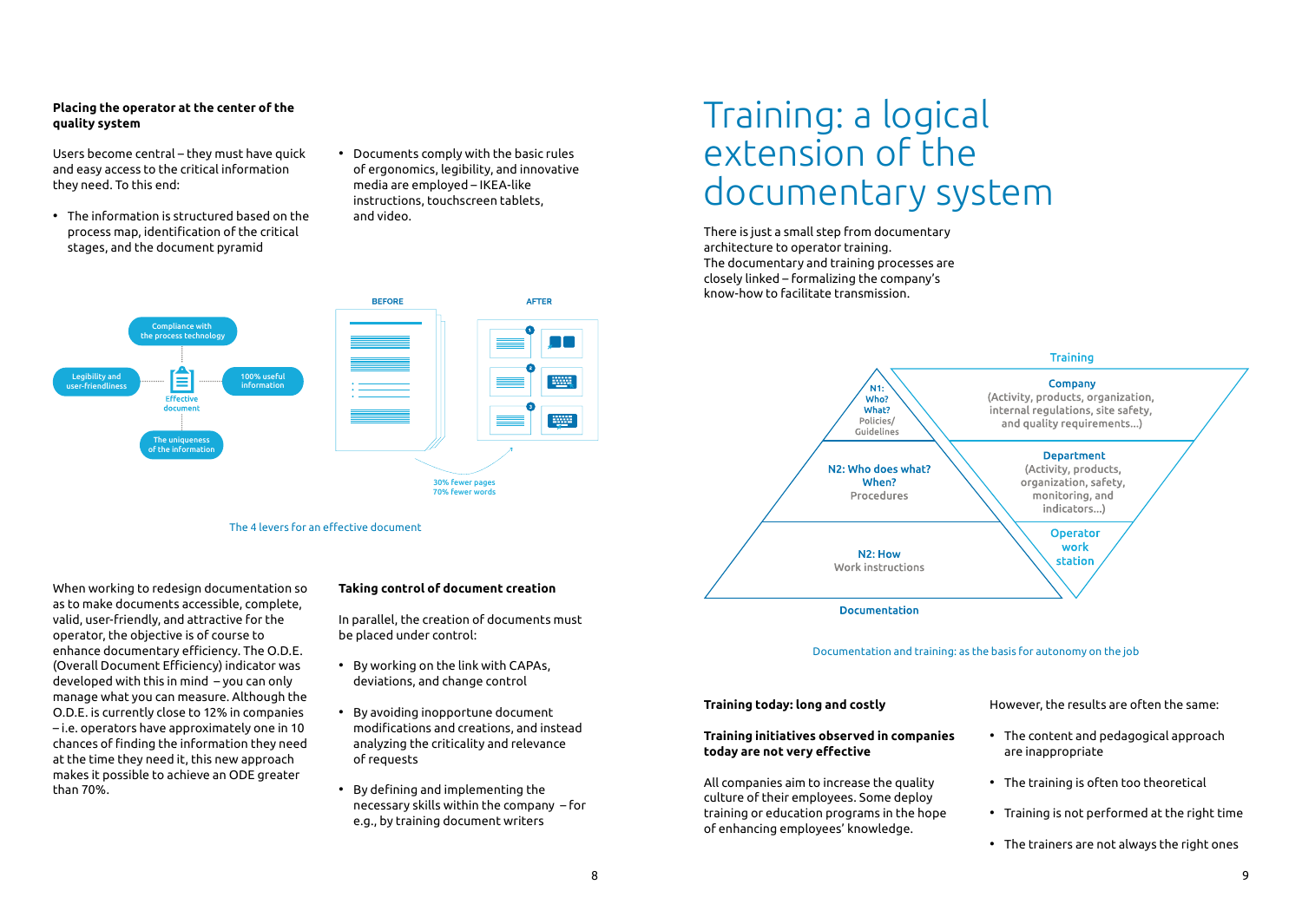**Placing the operator at the center of the quality system**

Users become central – they must have quick and easy access to the critical information they need. To this end:

- The information is structured based on the process map, identification of the critical stages, and the document pyramid
- Documents comply with the basic rules of ergonomics, legibility, and innovative media are employed – IKEA-like instructions, touchscreen tablets, and video.

Compliance with the process technology

Legibility and user-friendliness

Effective document

100% useful information

The uniqueness of the information

BEFORE

AFTER

30% fewer pages
70% fewer words

The 4 levers for an effective document

When working to redesign documentation so as to make documents accessible, complete, valid, user-friendly, and attractive for the operator, the objective is of course to enhance documentary efficiency. The O.D.E. (Overall Document Efficiency) indicator was developed with this in mind – you can only manage what you can measure. Although the O.D.E. is currently close to 12% in companies – i.e. operators have approximately one in 10 chances of finding the information they need at the time they need it, this new approach makes it possible to achieve an ODE greater than 70%.

**Taking control of document creation**

In parallel, the creation of documents must be placed under control:

- By working on the link with CAPAs, deviations, and change control
- By avoiding inopportune document modifications and creations, and instead analyzing the criticality and relevance of requests
- By defining and implementing the necessary skills within the company – for e.g., by training document writers

# Training: a logical extension of the documentary system

There is just a small step from documentary architecture to operator training.
The documentary and training processes are closely linked – formalizing the company's know-how to facilitate transmission.

Training

N1: Who? What? Policies/ Guidelines

Company (Activity, products, organization, internal regulations, site safety, and quality requirements...)

N2: Who does what? When? Procedures

Department (Activity, products, organization, safety, monitoring, and indicators...)

N2: How Work instructions

Operator work station

Documentation

Documentation and training: as the basis for autonomy on the job

**Training today: long and costly**

**Training initiatives observed in companies today are not very effective**

All companies aim to increase the quality culture of their employees. Some deploy training or education programs in the hope of enhancing employees' knowledge.

However, the results are often the same:

- The content and pedagogical approach are inappropriate
- The training is often too theoretical
- Training is not performed at the right time
- The trainers are not always the right ones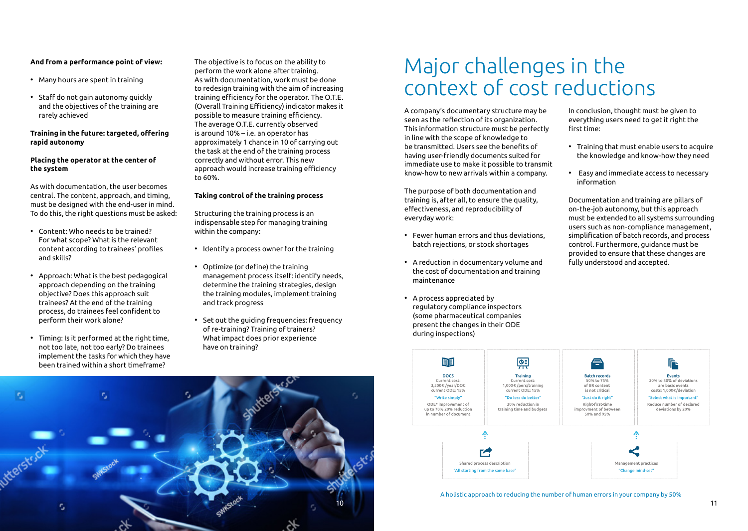**And from a performance point of view:**

- Many hours are spent in training
- Staff do not gain autonomy quickly and the objectives of the training are rarely achieved

**Training in the future: targeted, offering rapid autonomy**

**Placing the operator at the center of the system**

As with documentation, the user becomes central. The content, approach, and timing, must be designed with the end-user in mind. To do this, the right questions must be asked:

- Content: Who needs to be trained? For what scope? What is the relevant content according to trainees' profiles and skills?
- Approach: What is the best pedagogical approach depending on the training objective? Does this approach suit trainees? At the end of the training process, do trainees feel confident to perform their work alone?
- Timing: Is it performed at the right time, not too late, not too early? Do trainees implement the tasks for which they have been trained within a short timeframe?

The objective is to focus on the ability to perform the work alone after training. As with documentation, work must be done to redesign training with the aim of increasing training efficiency for the operator. The O.T.E. (Overall Training Efficiency) indicator makes it possible to measure training efficiency. The average O.T.E. currently observed is around 10% – i.e. an operator has approximately 1 chance in 10 of carrying out the task at the end of the training process correctly and without error. This new approach would increase training efficiency to 60%.

**Taking control of the training process**

Structuring the training process is an indispensable step for managing training within the company:

- Identify a process owner for the training
- Optimize (or define) the training management process itself: identify needs, determine the training strategies, design the training modules, implement training and track progress
- Set out the guiding frequencies: frequency of re-training? Training of trainers? What impact does prior experience have on training?

# Major challenges in the context of cost reductions

A company's documentary structure may be seen as the reflection of its organization. This information structure must be perfectly in line with the scope of knowledge to be transmitted. Users see the benefits of having user-friendly documents suited for immediate use to make it possible to transmit know-how to new arrivals within a company.

The purpose of both documentation and training is, after all, to ensure the quality, effectiveness, and reproducibility of everyday work:

- Fewer human errors and thus deviations, batch rejections, or stock shortages
- A reduction in documentary volume and the cost of documentation and training maintenance
- A process appreciated by regulatory compliance inspectors (some pharmaceutical companies present the changes in their ODE during inspections)

In conclusion, thought must be given to everything users need to get it right the first time:

- Training that must enable users to acquire the knowledge and know-how they need
- Easy and immediate access to necessary information

Documentation and training are pillars of on-the-job autonomy, but this approach must be extended to all systems surrounding users such as non-compliance management, simplification of batch records, and process control. Furthermore, guidance must be provided to ensure that these changes are fully understood and accepted.

| DOCS | Training | Batch records | Events |
|---|---|---|---|
| Current cost: 3,500€ /year/DOC current ODE: 15% | Current cost: 1,000 € /pers/training current ODE: 15% | 50% to 75% of BR content is not critical | 30% to 50% of deviations are basic events costs: 1,000€/deviation |
| "Write simply" | "Do less do better" | "Just do it right" | "Select what is important" |
| ODE* improvement of up to 70% 20% reduction in number of document | 30% reduction in training time and budgets | Right-first-time improvement of between 50% and 95% | Reduce number of declared deviations by 20% |

Shared process description
"All starting from the same base"

Management practices
"Change mind-set"

A holistic approach to reducing the number of human errors in your company by 50%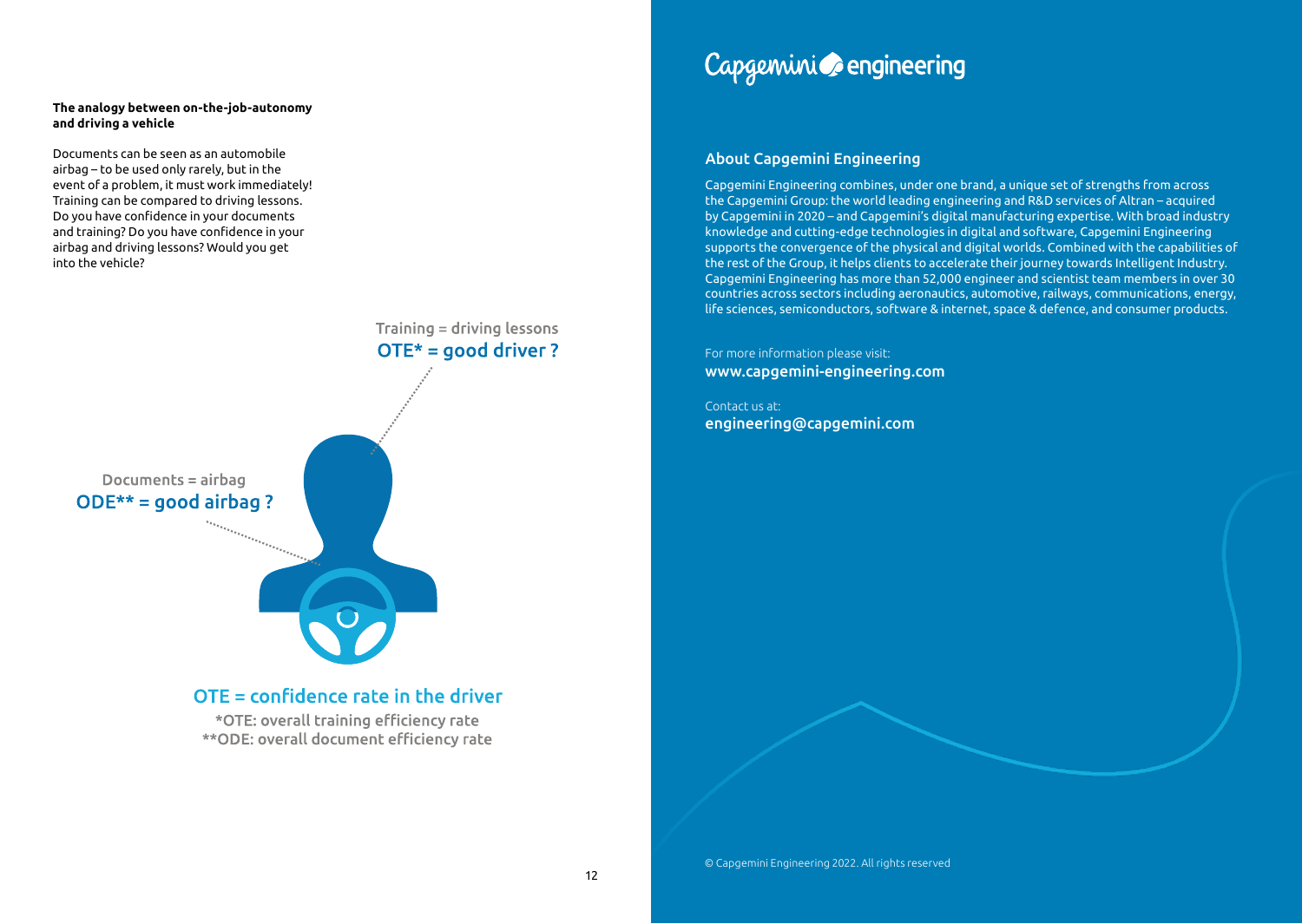**The analogy between on-the-job-autonomy and driving a vehicle**

Documents can be seen as an automobile airbag – to be used only rarely, but in the event of a problem, it must work immediately! Training can be compared to driving lessons. Do you have confidence in your documents and training? Do you have confidence in your airbag and driving lessons? Would you get into the vehicle?

Training = driving lessons
OTE* = good driver ?

Documents = airbag
ODE** = good airbag ?

OTE = confidence rate in the driver

*OTE: overall training efficiency rate
**ODE: overall document efficiency rate

Capgemini engineering

## About Capgemini Engineering

Capgemini Engineering combines, under one brand, a unique set of strengths from across the Capgemini Group: the world leading engineering and R&D services of Altran – acquired by Capgemini in 2020 – and Capgemini's digital manufacturing expertise. With broad industry knowledge and cutting-edge technologies in digital and software, Capgemini Engineering supports the convergence of the physical and digital worlds. Combined with the capabilities of the rest of the Group, it helps clients to accelerate their journey towards Intelligent Industry. Capgemini Engineering has more than 52,000 engineer and scientist team members in over 30 countries across sectors including aeronautics, automotive, railways, communications, energy, life sciences, semiconductors, software & internet, space & defence, and consumer products.

For more information please visit:
**www.capgemini-engineering.com**

Contact us at:
**engineering@capgemini.com**

© Capgemini Engineering 2022. All rights reserved